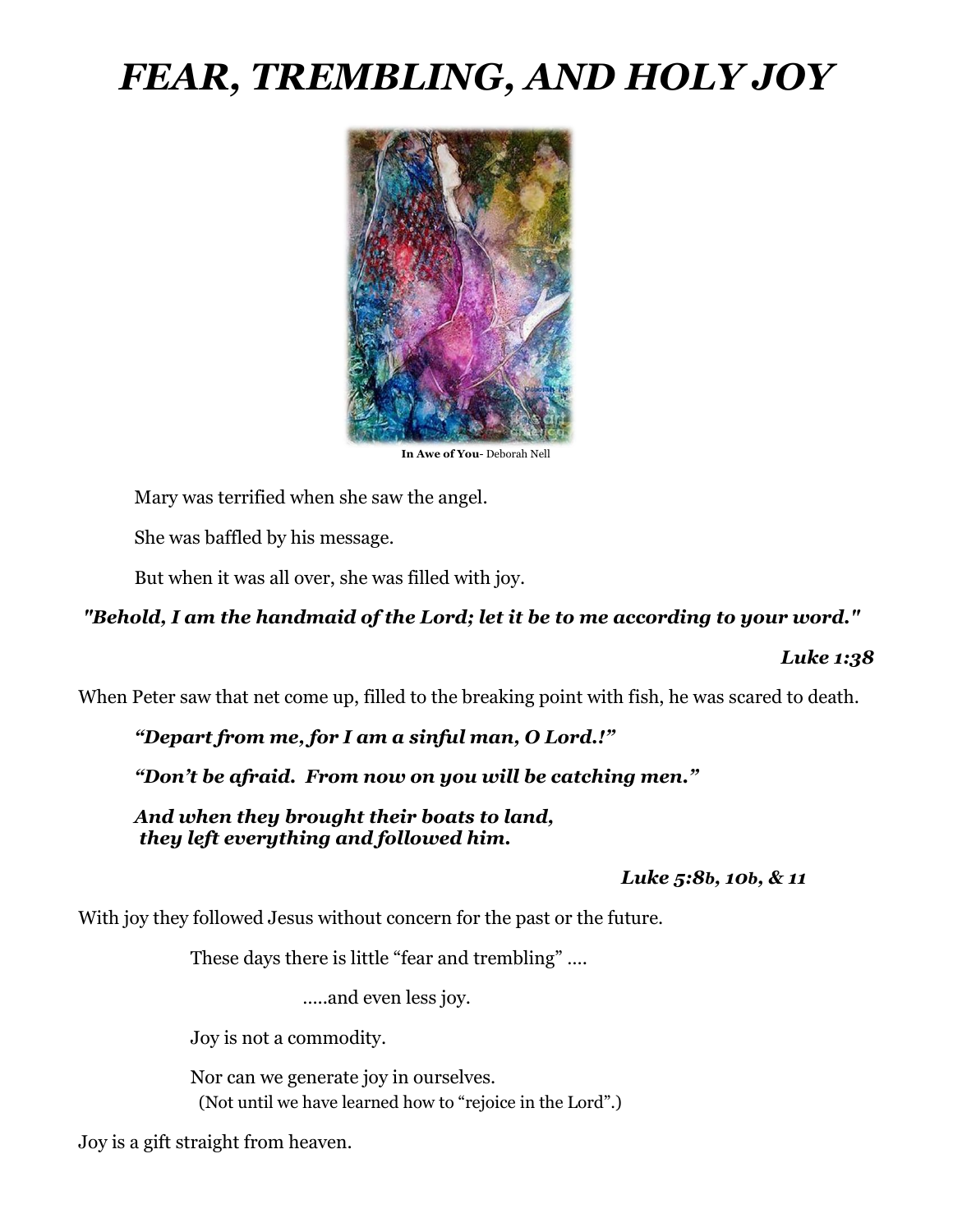# *FEAR, TREMBLING, AND HOLY JOY*

**In Awe of You**- Deborah Nell

Mary was terrified when she saw the angel.

She was baffled by his message.

But when it was all over, she was filled with joy.

***"Behold, I am the handmaid of the Lord; let it be to me according to your word."***

***Luke 1:38***

When Peter saw that net come up, filled to the breaking point with fish, he was scared to death.

***"Depart from me, for I am a sinful man, O Lord.!"***

***"Don't be afraid. From now on you will be catching men."***

***And when they brought their boats to land,***
***they left everything and followed him.***

***Luke 5:8b, 10b, & 11***

With joy they followed Jesus without concern for the past or the future.

These days there is little "fear and trembling" ….

…..and even less joy.

Joy is not a commodity.

Nor can we generate joy in ourselves.
(Not until we have learned how to "rejoice in the Lord".)

Joy is a gift straight from heaven.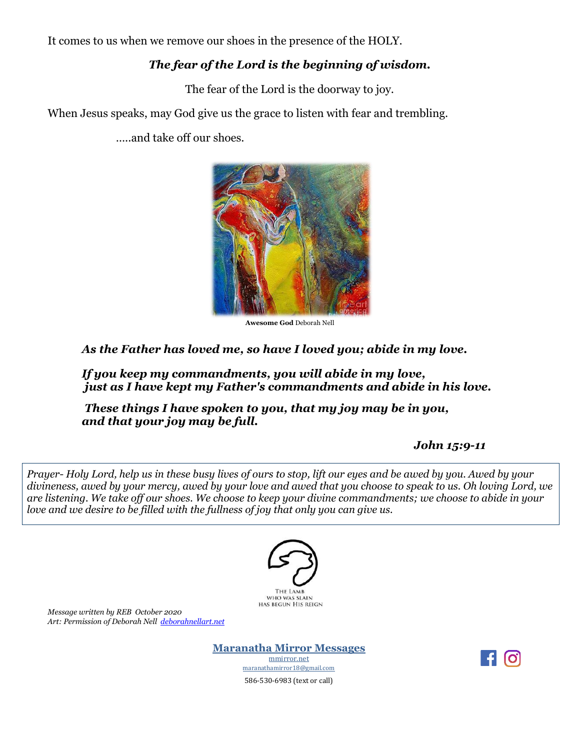It comes to us when we remove our shoes in the presence of the HOLY.

***The fear of the Lord is the beginning of wisdom.***

The fear of the Lord is the doorway to joy.

When Jesus speaks, may God give us the grace to listen with fear and trembling.

.....and take off our shoes.

**Awesome God** Deborah Nell

***As the Father has loved me, so have I loved you; abide in my love.***

***If you keep my commandments, you will abide in my love,***
***just as I have kept my Father's commandments and abide in his love.***

***These things I have spoken to you, that my joy may be in you,***
***and that your joy may be full.***

***John 15:9-11***

*Prayer- Holy Lord, help us in these busy lives of ours to stop, lift our eyes and be awed by you. Awed by your divineness, awed by your mercy, awed by your love and awed that you choose to speak to us. Oh loving Lord, we are listening. We take off our shoes. We choose to keep your divine commandments; we choose to abide in your love and we desire to be filled with the fullness of joy that only you can give us.*

THE LAMB
WHO WAS SLAIN
HAS BEGUN HIS REIGN

*Message written by REB October 2020*
*Art: Permission of Deborah Nell deborahnellart.net*

**Maranatha Mirror Messages**
mmirror.net
maranathamirror18@gmail.com
586-530-6983 (text or call)